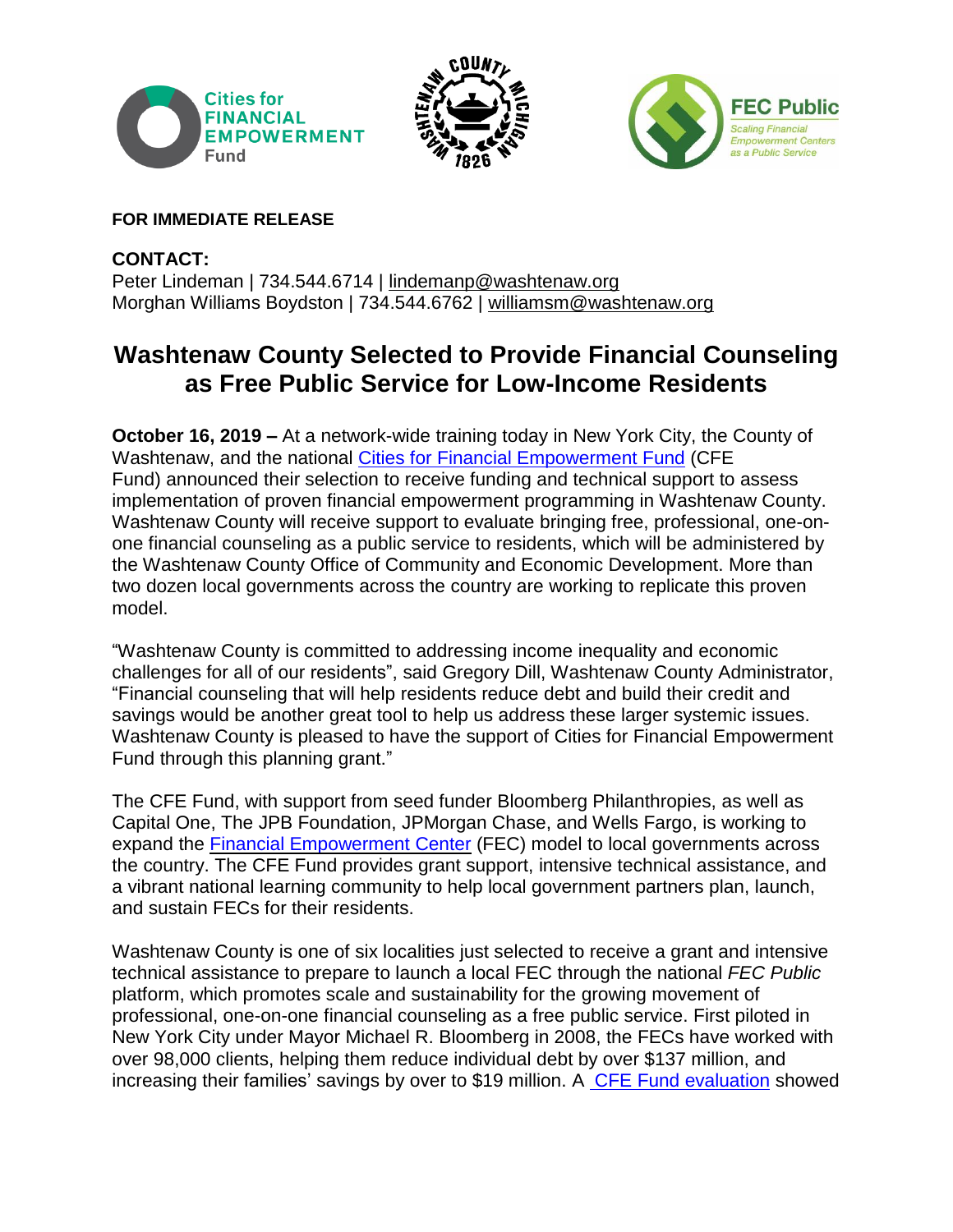**FOR IMMEDIATE RELEASE**

**CONTACT:**
Peter Lindeman | 734.544.6714 | lindemanp@washtenaw.org
Morghan Williams Boydston | 734.544.6762 | williamsm@washtenaw.org

# Washtenaw County Selected to Provide Financial Counseling as Free Public Service for Low-Income Residents

**October 16, 2019 –** At a network-wide training today in New York City, the County of Washtenaw, and the national Cities for Financial Empowerment Fund (CFE Fund) announced their selection to receive funding and technical support to assess implementation of proven financial empowerment programming in Washtenaw County. Washtenaw County will receive support to evaluate bringing free, professional, one-on-one financial counseling as a public service to residents, which will be administered by the Washtenaw County Office of Community and Economic Development. More than two dozen local governments across the country are working to replicate this proven model.

"Washtenaw County is committed to addressing income inequality and economic challenges for all of our residents", said Gregory Dill, Washtenaw County Administrator, "Financial counseling that will help residents reduce debt and build their credit and savings would be another great tool to help us address these larger systemic issues. Washtenaw County is pleased to have the support of Cities for Financial Empowerment Fund through this planning grant."

The CFE Fund, with support from seed funder Bloomberg Philanthropies, as well as Capital One, The JPB Foundation, JPMorgan Chase, and Wells Fargo, is working to expand the Financial Empowerment Center (FEC) model to local governments across the country. The CFE Fund provides grant support, intensive technical assistance, and a vibrant national learning community to help local government partners plan, launch, and sustain FECs for their residents.

Washtenaw County is one of six localities just selected to receive a grant and intensive technical assistance to prepare to launch a local FEC through the national *FEC Public* platform, which promotes scale and sustainability for the growing movement of professional, one-on-one financial counseling as a free public service. First piloted in New York City under Mayor Michael R. Bloomberg in 2008, the FECs have worked with over 98,000 clients, helping them reduce individual debt by over $137 million, and increasing their families' savings by over to $19 million. A CFE Fund evaluation showed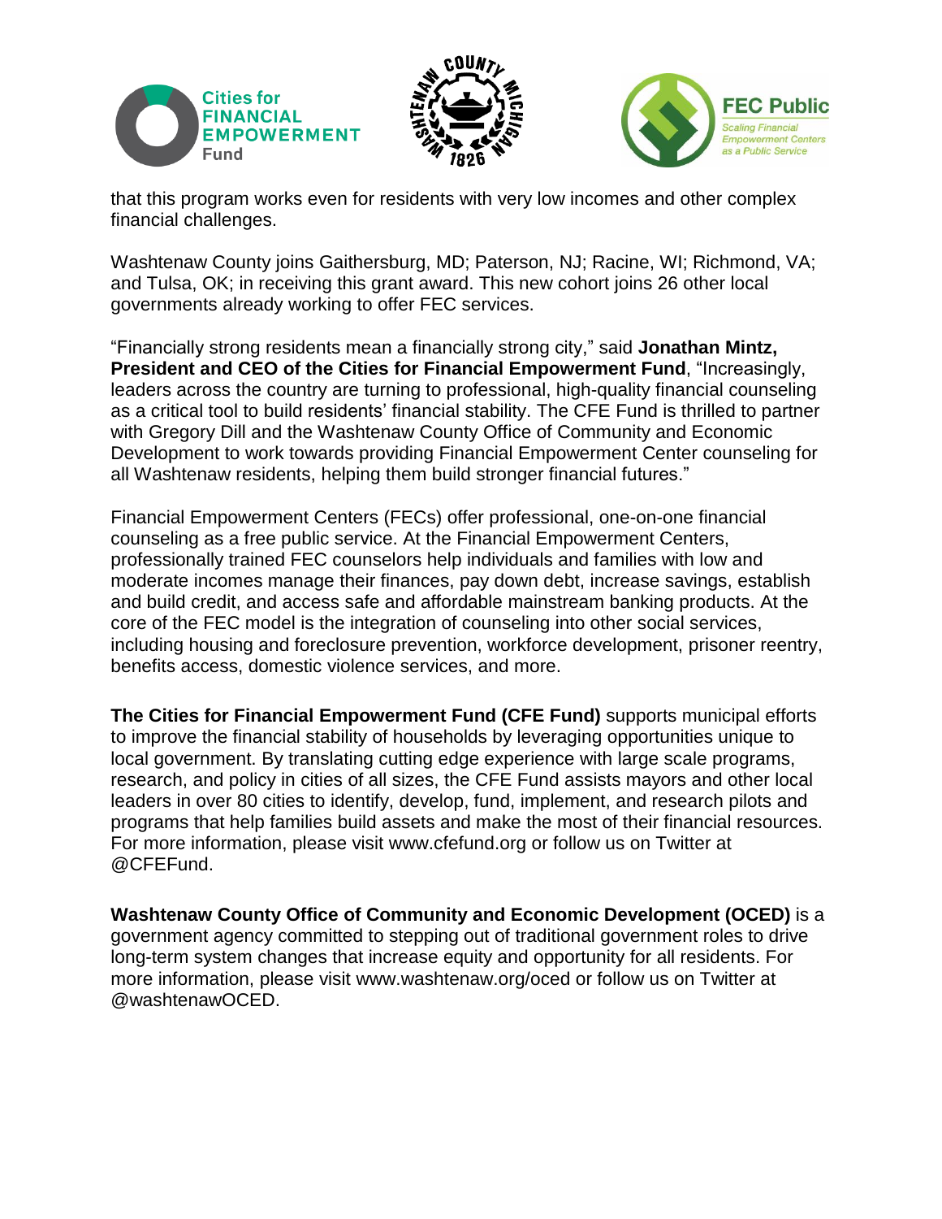that this program works even for residents with very low incomes and other complex financial challenges.

Washtenaw County joins Gaithersburg, MD; Paterson, NJ; Racine, WI; Richmond, VA; and Tulsa, OK; in receiving this grant award. This new cohort joins 26 other local governments already working to offer FEC services.

"Financially strong residents mean a financially strong city," said **Jonathan Mintz, President and CEO of the Cities for Financial Empowerment Fund**, "Increasingly, leaders across the country are turning to professional, high-quality financial counseling as a critical tool to build residents' financial stability. The CFE Fund is thrilled to partner with Gregory Dill and the Washtenaw County Office of Community and Economic Development to work towards providing Financial Empowerment Center counseling for all Washtenaw residents, helping them build stronger financial futures."

Financial Empowerment Centers (FECs) offer professional, one-on-one financial counseling as a free public service. At the Financial Empowerment Centers, professionally trained FEC counselors help individuals and families with low and moderate incomes manage their finances, pay down debt, increase savings, establish and build credit, and access safe and affordable mainstream banking products. At the core of the FEC model is the integration of counseling into other social services, including housing and foreclosure prevention, workforce development, prisoner reentry, benefits access, domestic violence services, and more.

**The Cities for Financial Empowerment Fund (CFE Fund)** supports municipal efforts to improve the financial stability of households by leveraging opportunities unique to local government. By translating cutting edge experience with large scale programs, research, and policy in cities of all sizes, the CFE Fund assists mayors and other local leaders in over 80 cities to identify, develop, fund, implement, and research pilots and programs that help families build assets and make the most of their financial resources. For more information, please visit www.cfefund.org or follow us on Twitter at @CFEFund.

**Washtenaw County Office of Community and Economic Development (OCED)** is a government agency committed to stepping out of traditional government roles to drive long-term system changes that increase equity and opportunity for all residents. For more information, please visit www.washtenaw.org/oced or follow us on Twitter at @washtenawOCED.